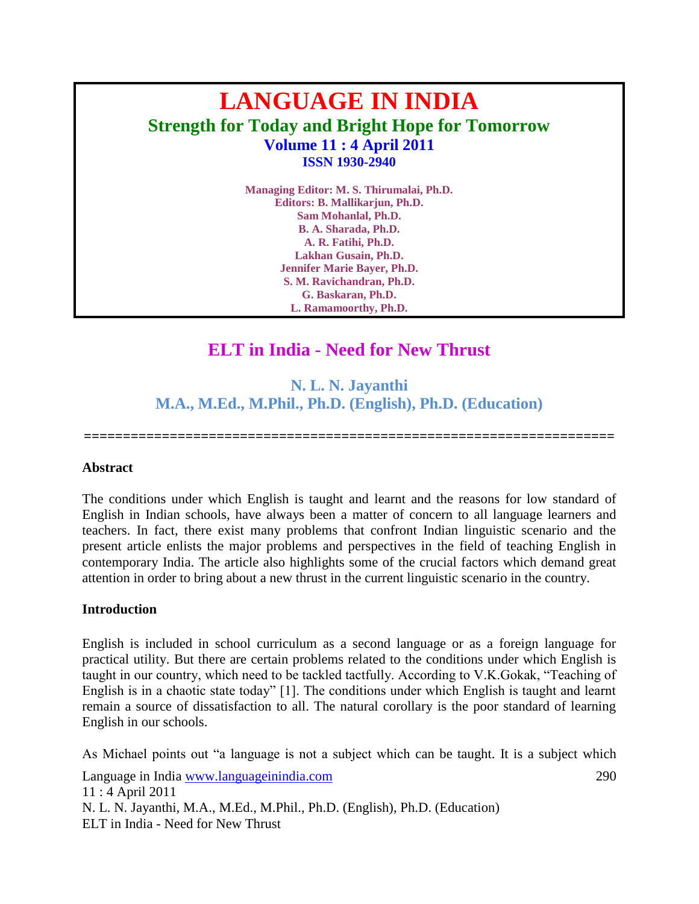# LANGUAGE IN INDIA

**Strength for Today and Bright Hope for Tomorrow**

**Volume 11 : 4 April 2011**

**ISSN 1930-2940**

**Managing Editor: M. S. Thirumalai, Ph.D.**
**Editors: B. Mallikarjun, Ph.D.**
**Sam Mohanlal, Ph.D.**
**B. A. Sharada, Ph.D.**
**A. R. Fatihi, Ph.D.**
**Lakhan Gusain, Ph.D.**
**Jennifer Marie Bayer, Ph.D.**
**S. M. Ravichandran, Ph.D.**
**G. Baskaran, Ph.D.**
**L. Ramamoorthy, Ph.D.**

## ELT in India - Need for New Thrust

**N. L. N. Jayanthi**
**M.A., M.Ed., M.Phil., Ph.D. (English), Ph.D. (Education)**

==================================================================

### Abstract

The conditions under which English is taught and learnt and the reasons for low standard of English in Indian schools, have always been a matter of concern to all language learners and teachers. In fact, there exist many problems that confront Indian linguistic scenario and the present article enlists the major problems and perspectives in the field of teaching English in contemporary India. The article also highlights some of the crucial factors which demand great attention in order to bring about a new thrust in the current linguistic scenario in the country.

### Introduction

English is included in school curriculum as a second language or as a foreign language for practical utility. But there are certain problems related to the conditions under which English is taught in our country, which need to be tackled tactfully. According to V.K.Gokak, "Teaching of English is in a chaotic state today" [1]. The conditions under which English is taught and learnt remain a source of dissatisfaction to all. The natural corollary is the poor standard of learning English in our schools.

As Michael points out "a language is not a subject which can be taught. It is a subject which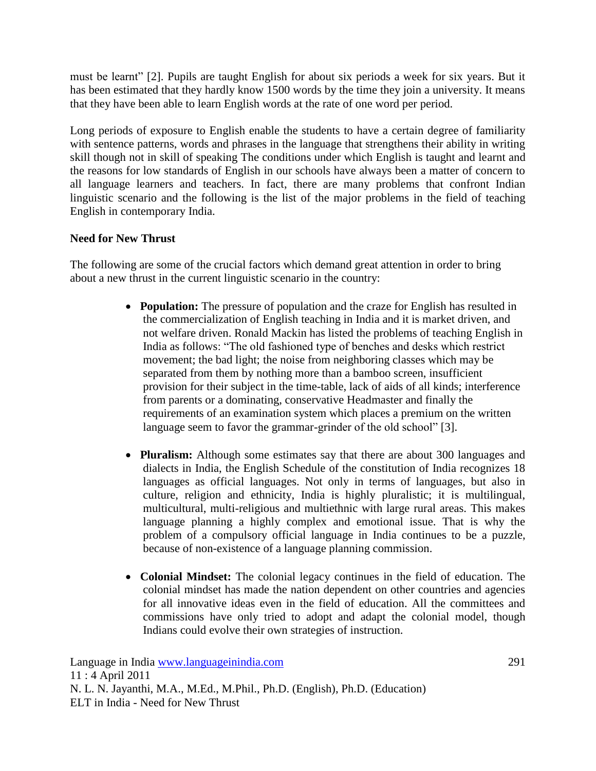must be learnt" [2]. Pupils are taught English for about six periods a week for six years. But it has been estimated that they hardly know 1500 words by the time they join a university. It means that they have been able to learn English words at the rate of one word per period.

Long periods of exposure to English enable the students to have a certain degree of familiarity with sentence patterns, words and phrases in the language that strengthens their ability in writing skill though not in skill of speaking The conditions under which English is taught and learnt and the reasons for low standards of English in our schools have always been a matter of concern to all language learners and teachers. In fact, there are many problems that confront Indian linguistic scenario and the following is the list of the major problems in the field of teaching English in contemporary India.

**Need for New Thrust**

The following are some of the crucial factors which demand great attention in order to bring about a new thrust in the current linguistic scenario in the country:

- **Population:** The pressure of population and the craze for English has resulted in the commercialization of English teaching in India and it is market driven, and not welfare driven. Ronald Mackin has listed the problems of teaching English in India as follows: "The old fashioned type of benches and desks which restrict movement; the bad light; the noise from neighboring classes which may be separated from them by nothing more than a bamboo screen, insufficient provision for their subject in the time-table, lack of aids of all kinds; interference from parents or a dominating, conservative Headmaster and finally the requirements of an examination system which places a premium on the written language seem to favor the grammar-grinder of the old school" [3].

- **Pluralism:** Although some estimates say that there are about 300 languages and dialects in India, the English Schedule of the constitution of India recognizes 18 languages as official languages. Not only in terms of languages, but also in culture, religion and ethnicity, India is highly pluralistic; it is multilingual, multicultural, multi-religious and multiethnic with large rural areas. This makes language planning a highly complex and emotional issue. That is why the problem of a compulsory official language in India continues to be a puzzle, because of non-existence of a language planning commission.

- **Colonial Mindset:** The colonial legacy continues in the field of education. The colonial mindset has made the nation dependent on other countries and agencies for all innovative ideas even in the field of education. All the committees and commissions have only tried to adopt and adapt the colonial model, though Indians could evolve their own strategies of instruction.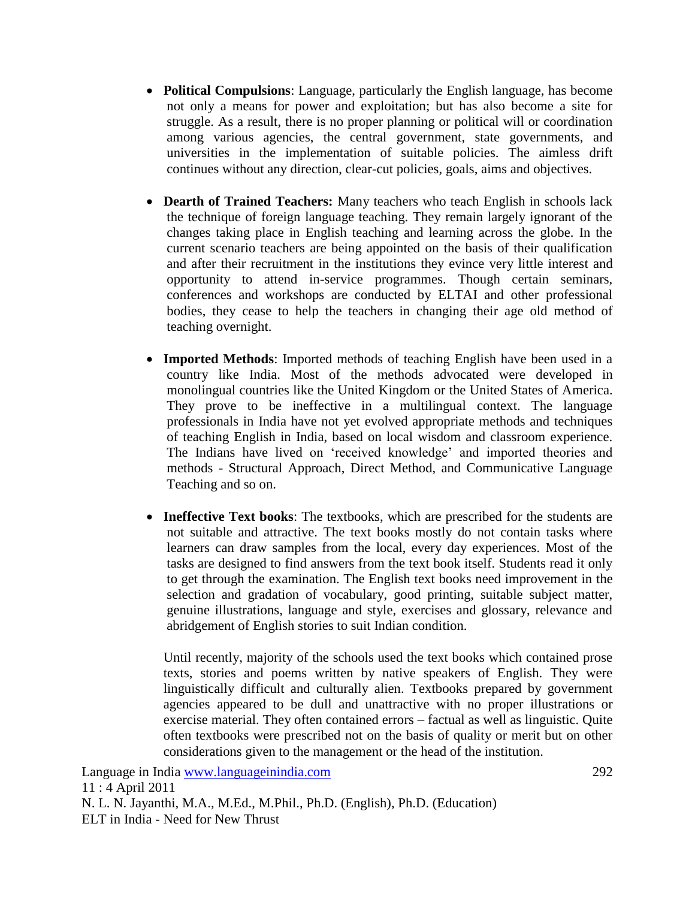- **Political Compulsions**: Language, particularly the English language, has become not only a means for power and exploitation; but has also become a site for struggle. As a result, there is no proper planning or political will or coordination among various agencies, the central government, state governments, and universities in the implementation of suitable policies. The aimless drift continues without any direction, clear-cut policies, goals, aims and objectives.

- **Dearth of Trained Teachers:** Many teachers who teach English in schools lack the technique of foreign language teaching. They remain largely ignorant of the changes taking place in English teaching and learning across the globe. In the current scenario teachers are being appointed on the basis of their qualification and after their recruitment in the institutions they evince very little interest and opportunity to attend in-service programmes. Though certain seminars, conferences and workshops are conducted by ELTAI and other professional bodies, they cease to help the teachers in changing their age old method of teaching overnight.

- **Imported Methods**: Imported methods of teaching English have been used in a country like India. Most of the methods advocated were developed in monolingual countries like the United Kingdom or the United States of America. They prove to be ineffective in a multilingual context. The language professionals in India have not yet evolved appropriate methods and techniques of teaching English in India, based on local wisdom and classroom experience. The Indians have lived on 'received knowledge' and imported theories and methods - Structural Approach, Direct Method, and Communicative Language Teaching and so on.

- **Ineffective Text books**: The textbooks, which are prescribed for the students are not suitable and attractive. The text books mostly do not contain tasks where learners can draw samples from the local, every day experiences. Most of the tasks are designed to find answers from the text book itself. Students read it only to get through the examination. The English text books need improvement in the selection and gradation of vocabulary, good printing, suitable subject matter, genuine illustrations, language and style, exercises and glossary, relevance and abridgement of English stories to suit Indian condition.

  Until recently, majority of the schools used the text books which contained prose texts, stories and poems written by native speakers of English. They were linguistically difficult and culturally alien. Textbooks prepared by government agencies appeared to be dull and unattractive with no proper illustrations or exercise material. They often contained errors – factual as well as linguistic. Quite often textbooks were prescribed not on the basis of quality or merit but on other considerations given to the management or the head of the institution.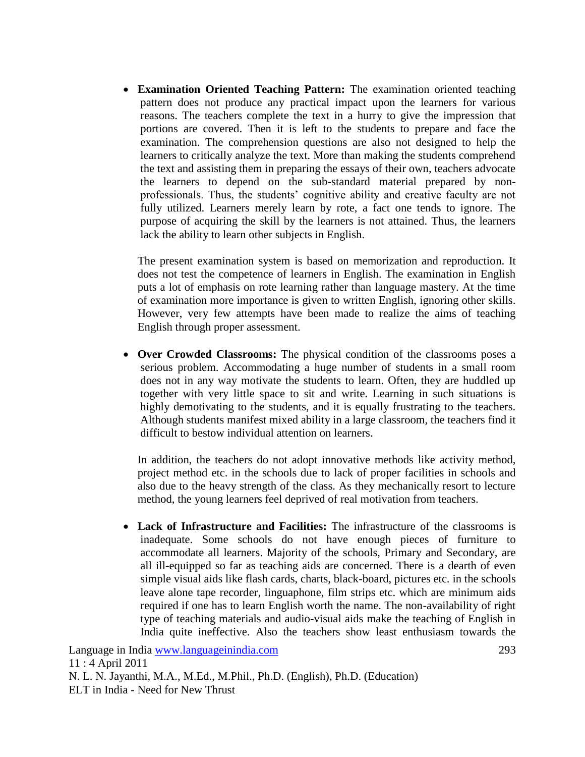- **Examination Oriented Teaching Pattern:** The examination oriented teaching pattern does not produce any practical impact upon the learners for various reasons. The teachers complete the text in a hurry to give the impression that portions are covered. Then it is left to the students to prepare and face the examination. The comprehension questions are also not designed to help the learners to critically analyze the text. More than making the students comprehend the text and assisting them in preparing the essays of their own, teachers advocate the learners to depend on the sub-standard material prepared by non-professionals. Thus, the students' cognitive ability and creative faculty are not fully utilized. Learners merely learn by rote, a fact one tends to ignore. The purpose of acquiring the skill by the learners is not attained. Thus, the learners lack the ability to learn other subjects in English.

  The present examination system is based on memorization and reproduction. It does not test the competence of learners in English. The examination in English puts a lot of emphasis on rote learning rather than language mastery. At the time of examination more importance is given to written English, ignoring other skills. However, very few attempts have been made to realize the aims of teaching English through proper assessment.

- **Over Crowded Classrooms:** The physical condition of the classrooms poses a serious problem. Accommodating a huge number of students in a small room does not in any way motivate the students to learn. Often, they are huddled up together with very little space to sit and write. Learning in such situations is highly demotivating to the students, and it is equally frustrating to the teachers. Although students manifest mixed ability in a large classroom, the teachers find it difficult to bestow individual attention on learners.

  In addition, the teachers do not adopt innovative methods like activity method, project method etc. in the schools due to lack of proper facilities in schools and also due to the heavy strength of the class. As they mechanically resort to lecture method, the young learners feel deprived of real motivation from teachers.

- **Lack of Infrastructure and Facilities:** The infrastructure of the classrooms is inadequate. Some schools do not have enough pieces of furniture to accommodate all learners. Majority of the schools, Primary and Secondary, are all ill-equipped so far as teaching aids are concerned. There is a dearth of even simple visual aids like flash cards, charts, black-board, pictures etc. in the schools leave alone tape recorder, linguaphone, film strips etc. which are minimum aids required if one has to learn English worth the name. The non-availability of right type of teaching materials and audio-visual aids make the teaching of English in India quite ineffective. Also the teachers show least enthusiasm towards the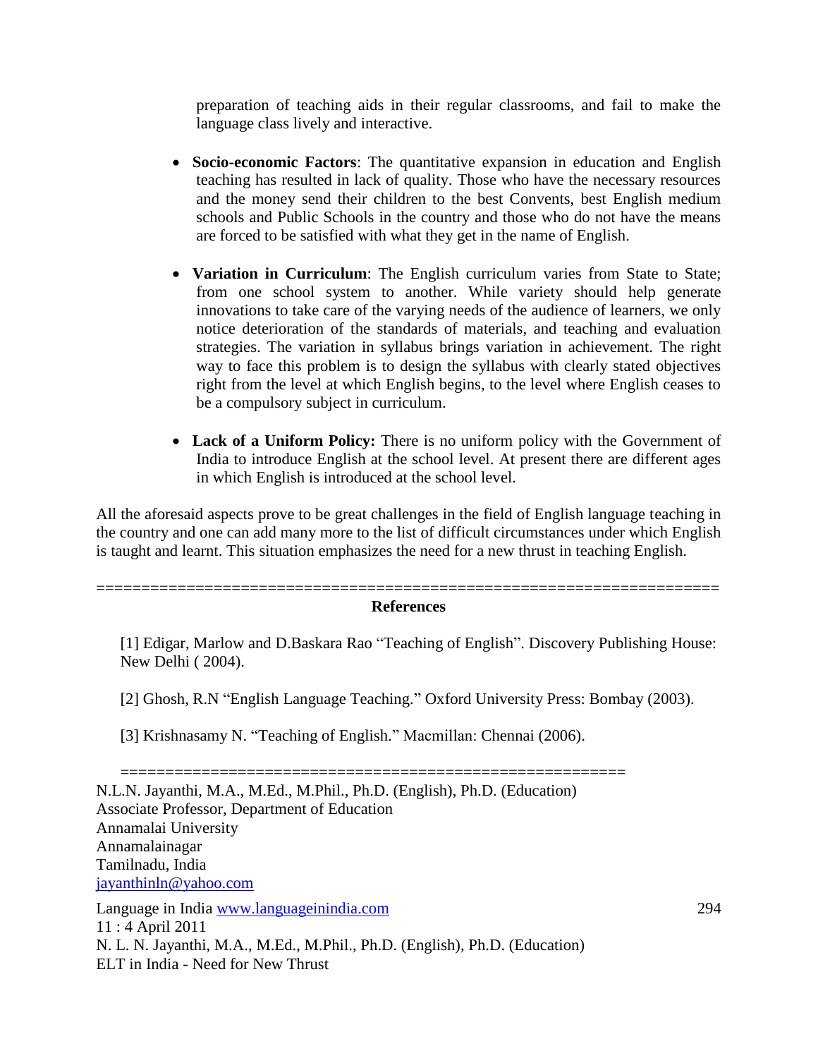preparation of teaching aids in their regular classrooms, and fail to make the language class lively and interactive.

- **Socio-economic Factors**: The quantitative expansion in education and English teaching has resulted in lack of quality. Those who have the necessary resources and the money send their children to the best Convents, best English medium schools and Public Schools in the country and those who do not have the means are forced to be satisfied with what they get in the name of English.

- **Variation in Curriculum**: The English curriculum varies from State to State; from one school system to another. While variety should help generate innovations to take care of the varying needs of the audience of learners, we only notice deterioration of the standards of materials, and teaching and evaluation strategies. The variation in syllabus brings variation in achievement. The right way to face this problem is to design the syllabus with clearly stated objectives right from the level at which English begins, to the level where English ceases to be a compulsory subject in curriculum.

- **Lack of a Uniform Policy:** There is no uniform policy with the Government of India to introduce English at the school level. At present there are different ages in which English is introduced at the school level.

All the aforesaid aspects prove to be great challenges in the field of English language teaching in the country and one can add many more to the list of difficult circumstances under which English is taught and learnt. This situation emphasizes the need for a new thrust in teaching English.

====================================================================

**References**

[1] Edigar, Marlow and D.Baskara Rao "Teaching of English". Discovery Publishing House: New Delhi ( 2004).

[2] Ghosh, R.N "English Language Teaching." Oxford University Press: Bombay (2003).

[3] Krishnasamy N. "Teaching of English." Macmillan: Chennai (2006).

=========================================================

N.L.N. Jayanthi, M.A., M.Ed., M.Phil., Ph.D. (English), Ph.D. (Education)
Associate Professor, Department of Education
Annamalai University
Annamalainagar
Tamilnadu, India
jayanthinln@yahoo.com